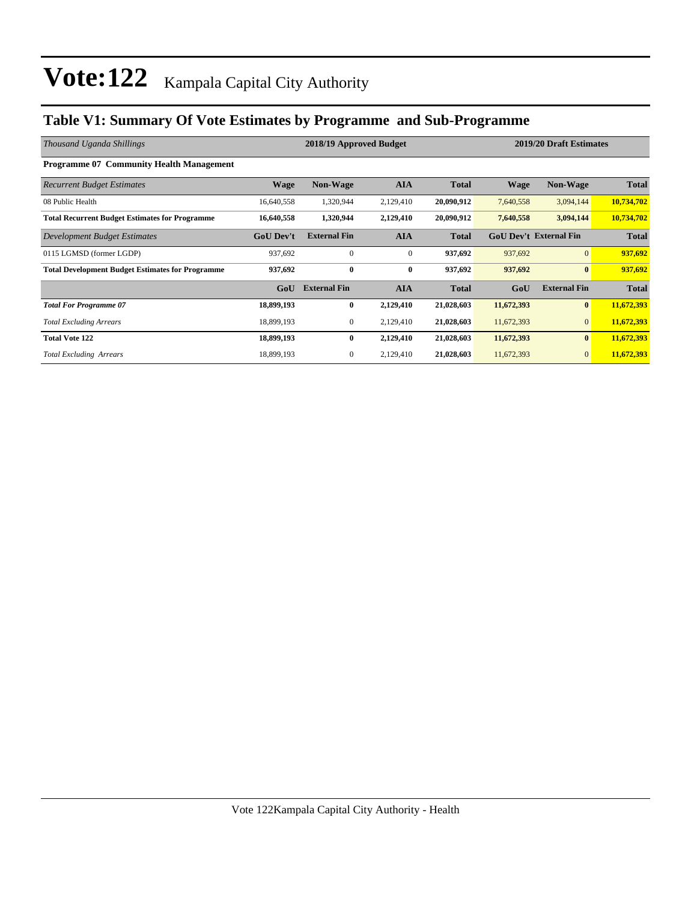# Vote:122 Kampala Capital City Authority

## Table V1: Summary Of Vote Estimates by Programme and Sub-Programme

| *Thousand Uganda Shillings* | 2018/19 Approved Budget | | | | 2019/20 Draft Estimates | | |
|---|---|---|---|---|---|---|---|
| **Programme 07 Community Health Management** | | | | | | | |
| *Recurrent Budget Estimates* | **Wage** | **Non-Wage** | **AIA** | **Total** | **Wage** | **Non-Wage** | **Total** |
| 08 Public Health | 16,640,558 | 1,320,944 | 2,129,410 | **20,090,912** | 7,640,558 | 3,094,144 | **10,734,702** |
| **Total Recurrent Budget Estimates for Programme** | **16,640,558** | **1,320,944** | **2,129,410** | **20,090,912** | **7,640,558** | **3,094,144** | **10,734,702** |
| *Development Budget Estimates* | **GoU Dev't** | **External Fin** | **AIA** | **Total** | **GoU Dev't** | **External Fin** | **Total** |
| 0115 LGMSD (former LGDP) | 937,692 | 0 | 0 | **937,692** | 937,692 | 0 | **937,692** |
| **Total Development Budget Estimates for Programme** | **937,692** | **0** | **0** | **937,692** | **937,692** | **0** | **937,692** |
| | **GoU** | **External Fin** | **AIA** | **Total** | **GoU** | **External Fin** | **Total** |
| ***Total For Programme 07*** | **18,899,193** | **0** | **2,129,410** | **21,028,603** | **11,672,393** | **0** | **11,672,393** |
| *Total Excluding Arrears* | 18,899,193 | 0 | 2,129,410 | **21,028,603** | 11,672,393 | 0 | **11,672,393** |
| **Total Vote 122** | **18,899,193** | **0** | **2,129,410** | **21,028,603** | **11,672,393** | **0** | **11,672,393** |
| *Total Excluding Arrears* | 18,899,193 | 0 | 2,129,410 | **21,028,603** | 11,672,393 | 0 | **11,672,393** |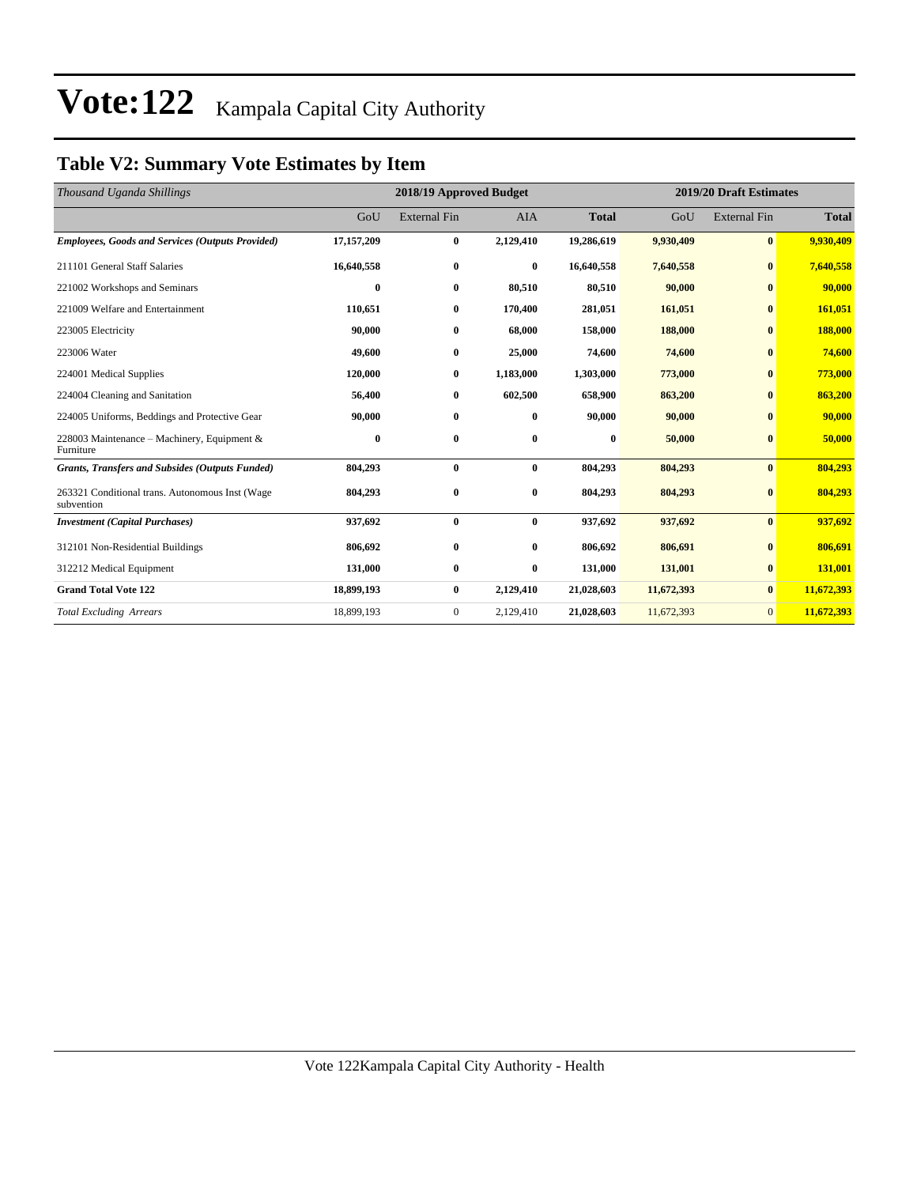# Vote:122 Kampala Capital City Authority

## Table V2: Summary Vote Estimates by Item

| *Thousand Uganda Shillings* | 2018/19 Approved Budget | | | | 2019/20 Draft Estimates | | |
|---|---|---|---|---|---|---|---|
| | GoU | External Fin | AIA | **Total** | GoU | External Fin | **Total** |
| ***Employees, Goods and Services (Outputs Provided)*** | **17,157,209** | **0** | **2,129,410** | **19,286,619** | **9,930,409** | **0** | **9,930,409** |
| 211101 General Staff Salaries | **16,640,558** | **0** | **0** | **16,640,558** | **7,640,558** | **0** | **7,640,558** |
| 221002 Workshops and Seminars | **0** | **0** | **80,510** | **80,510** | **90,000** | **0** | **90,000** |
| 221009 Welfare and Entertainment | **110,651** | **0** | **170,400** | **281,051** | **161,051** | **0** | **161,051** |
| 223005 Electricity | **90,000** | **0** | **68,000** | **158,000** | **188,000** | **0** | **188,000** |
| 223006 Water | **49,600** | **0** | **25,000** | **74,600** | **74,600** | **0** | **74,600** |
| 224001 Medical Supplies | **120,000** | **0** | **1,183,000** | **1,303,000** | **773,000** | **0** | **773,000** |
| 224004 Cleaning and Sanitation | **56,400** | **0** | **602,500** | **658,900** | **863,200** | **0** | **863,200** |
| 224005 Uniforms, Beddings and Protective Gear | **90,000** | **0** | **0** | **90,000** | **90,000** | **0** | **90,000** |
| 228003 Maintenance – Machinery, Equipment & Furniture | **0** | **0** | **0** | **0** | **50,000** | **0** | **50,000** |
| ***Grants, Transfers and Subsides (Outputs Funded)*** | **804,293** | **0** | **0** | **804,293** | **804,293** | **0** | **804,293** |
| 263321 Conditional trans. Autonomous Inst (Wage subvention | **804,293** | **0** | **0** | **804,293** | **804,293** | **0** | **804,293** |
| ***Investment (Capital Purchases)*** | **937,692** | **0** | **0** | **937,692** | **937,692** | **0** | **937,692** |
| 312101 Non-Residential Buildings | **806,692** | **0** | **0** | **806,692** | **806,691** | **0** | **806,691** |
| 312212 Medical Equipment | **131,000** | **0** | **0** | **131,000** | **131,001** | **0** | **131,001** |
| **Grand Total Vote 122** | **18,899,193** | **0** | **2,129,410** | **21,028,603** | **11,672,393** | **0** | **11,672,393** |
| *Total Excluding Arrears* | 18,899,193 | 0 | 2,129,410 | **21,028,603** | 11,672,393 | 0 | **11,672,393** |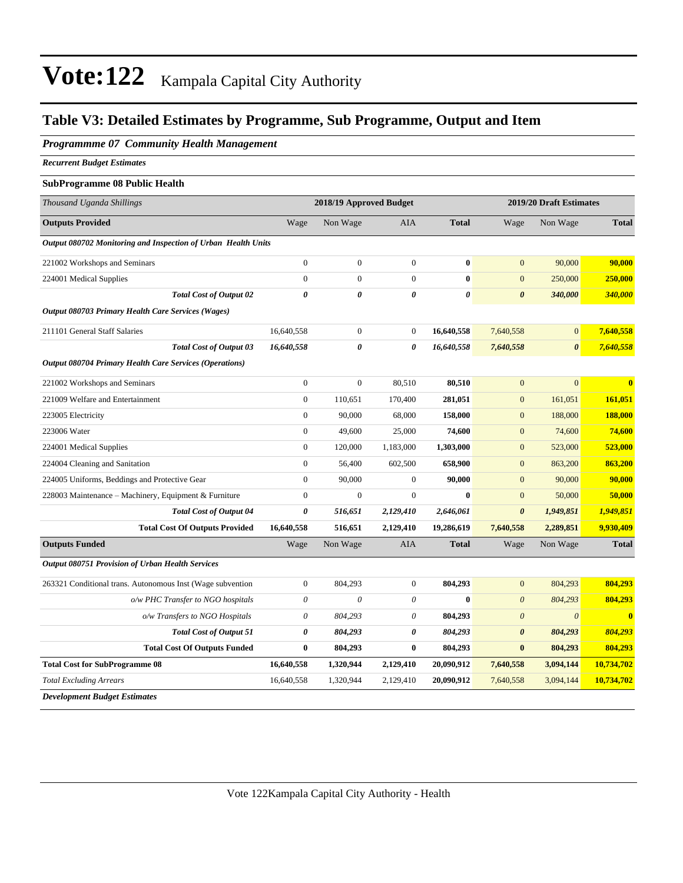# Vote:122 Kampala Capital City Authority

## Table V3: Detailed Estimates by Programme, Sub Programme, Output and Item

### *Programmme 07 Community Health Management*

***Recurrent Budget Estimates***

**SubProgramme 08 Public Health**

| *Thousand Uganda Shillings* | 2018/19 Approved Budget | | | | 2019/20 Draft Estimates | | |
|---|---|---|---|---|---|---|---|
| **Outputs Provided** | Wage | Non Wage | AIA | **Total** | Wage | Non Wage | **Total** |
| ***Output 080702 Monitoring and Inspection of Urban Health Units*** | | | | | | | |
| 221002 Workshops and Seminars | 0 | 0 | 0 | **0** | 0 | 90,000 | **90,000** |
| 224001 Medical Supplies | 0 | 0 | 0 | **0** | 0 | 250,000 | **250,000** |
| ***Total Cost of Output 02*** | ***0*** | ***0*** | ***0*** | ***0*** | ***0*** | ***340,000*** | ***340,000*** |
| ***Output 080703 Primary Health Care Services (Wages)*** | | | | | | | |
| 211101 General Staff Salaries | 16,640,558 | 0 | 0 | **16,640,558** | 7,640,558 | 0 | **7,640,558** |
| ***Total Cost of Output 03*** | ***16,640,558*** | ***0*** | ***0*** | ***16,640,558*** | ***7,640,558*** | ***0*** | ***7,640,558*** |
| ***Output 080704 Primary Health Care Services (Operations)*** | | | | | | | |
| 221002 Workshops and Seminars | 0 | 0 | 80,510 | **80,510** | 0 | 0 | **0** |
| 221009 Welfare and Entertainment | 0 | 110,651 | 170,400 | **281,051** | 0 | 161,051 | **161,051** |
| 223005 Electricity | 0 | 90,000 | 68,000 | **158,000** | 0 | 188,000 | **188,000** |
| 223006 Water | 0 | 49,600 | 25,000 | **74,600** | 0 | 74,600 | **74,600** |
| 224001 Medical Supplies | 0 | 120,000 | 1,183,000 | **1,303,000** | 0 | 523,000 | **523,000** |
| 224004 Cleaning and Sanitation | 0 | 56,400 | 602,500 | **658,900** | 0 | 863,200 | **863,200** |
| 224005 Uniforms, Beddings and Protective Gear | 0 | 90,000 | 0 | **90,000** | 0 | 90,000 | **90,000** |
| 228003 Maintenance – Machinery, Equipment & Furniture | 0 | 0 | 0 | **0** | 0 | 50,000 | **50,000** |
| ***Total Cost of Output 04*** | ***0*** | ***516,651*** | ***2,129,410*** | ***2,646,061*** | ***0*** | ***1,949,851*** | ***1,949,851*** |
| **Total Cost Of Outputs Provided** | **16,640,558** | **516,651** | **2,129,410** | **19,286,619** | **7,640,558** | **2,289,851** | **9,930,409** |
| **Outputs Funded** | Wage | Non Wage | AIA | **Total** | Wage | Non Wage | **Total** |
| ***Output 080751 Provision of Urban Health Services*** | | | | | | | |
| 263321 Conditional trans. Autonomous Inst (Wage subvention | 0 | 804,293 | 0 | **804,293** | 0 | 804,293 | **804,293** |
| *o/w PHC Transfer to NGO hospitals* | *0* | *0* | *0* | **0** | *0* | *804,293* | **804,293** |
| *o/w Transfers to NGO Hospitals* | *0* | *804,293* | *0* | **804,293** | *0* | *0* | **0** |
| ***Total Cost of Output 51*** | ***0*** | ***804,293*** | ***0*** | ***804,293*** | ***0*** | ***804,293*** | ***804,293*** |
| **Total Cost Of Outputs Funded** | **0** | **804,293** | **0** | **804,293** | **0** | **804,293** | **804,293** |
| **Total Cost for SubProgramme 08** | **16,640,558** | **1,320,944** | **2,129,410** | **20,090,912** | **7,640,558** | **3,094,144** | **10,734,702** |
| *Total Excluding Arrears* | 16,640,558 | 1,320,944 | 2,129,410 | **20,090,912** | 7,640,558 | 3,094,144 | **10,734,702** |

***Development Budget Estimates***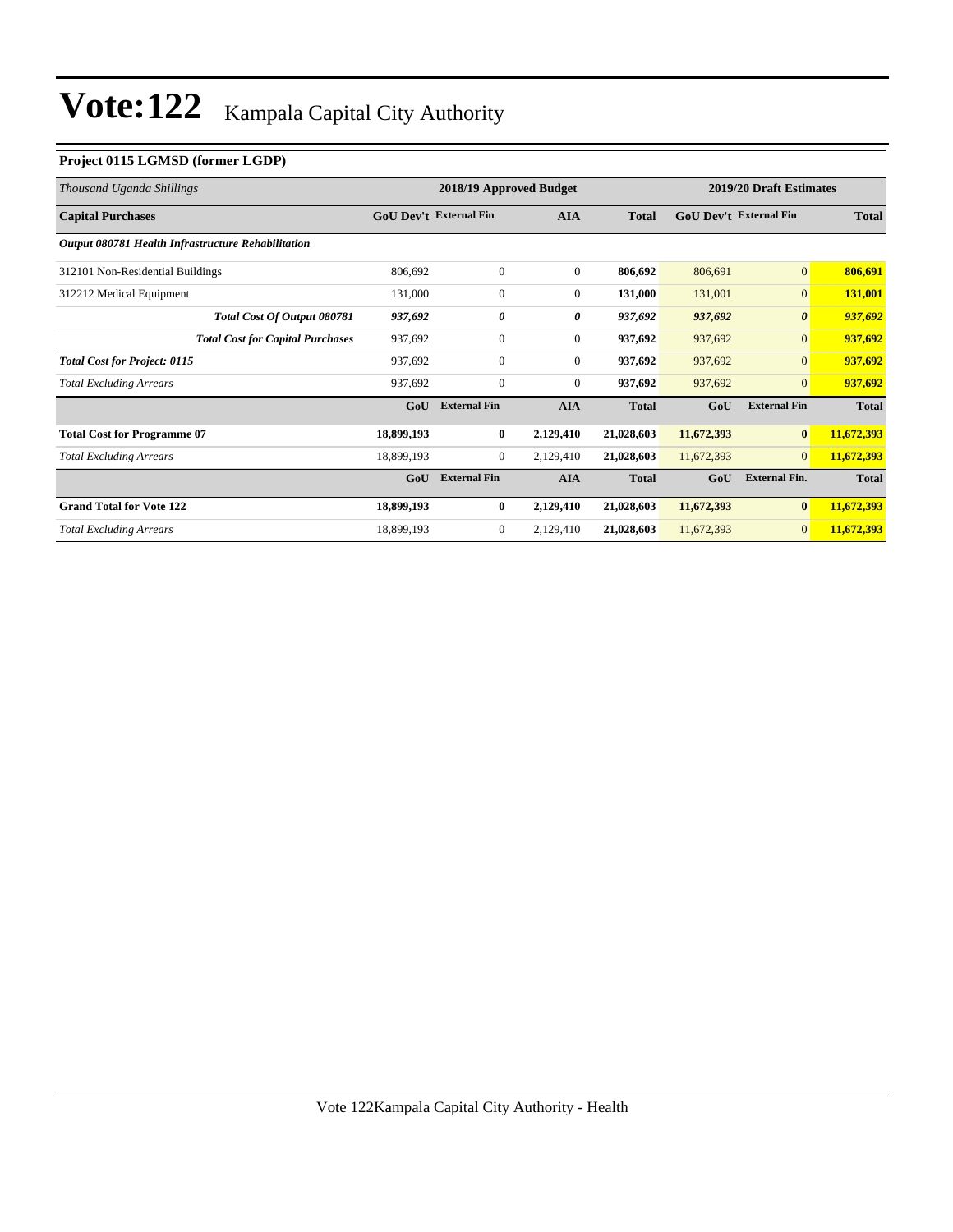# Vote:122 Kampala Capital City Authority

### Project 0115 LGMSD (former LGDP)

| *Thousand Uganda Shillings* | 2018/19 Approved Budget | | | | 2019/20 Draft Estimates | | |
|---|---|---|---|---|---|---|---|
| **Capital Purchases** | **GoU Dev't** | **External Fin** | **AIA** | **Total** | **GoU Dev't** | **External Fin** | **Total** |
| ***Output 080781 Health Infrastructure Rehabilitation*** | | | | | | | |
| 312101 Non-Residential Buildings | 806,692 | 0 | 0 | **806,692** | 806,691 | 0 | **806,691** |
| 312212 Medical Equipment | 131,000 | 0 | 0 | **131,000** | 131,001 | 0 | **131,001** |
| ***Total Cost Of Output 080781*** | ***937,692*** | ***0*** | ***0*** | ***937,692*** | ***937,692*** | ***0*** | ***937,692*** |
| ***Total Cost for Capital Purchases*** | 937,692 | 0 | 0 | **937,692** | 937,692 | 0 | **937,692** |
| ***Total Cost for Project: 0115*** | 937,692 | 0 | 0 | **937,692** | 937,692 | 0 | **937,692** |
| *Total Excluding Arrears* | 937,692 | 0 | 0 | **937,692** | 937,692 | 0 | **937,692** |
| | **GoU** | **External Fin** | **AIA** | **Total** | **GoU** | **External Fin** | **Total** |
| **Total Cost for Programme 07** | **18,899,193** | **0** | **2,129,410** | **21,028,603** | **11,672,393** | **0** | **11,672,393** |
| *Total Excluding Arrears* | 18,899,193 | 0 | 2,129,410 | **21,028,603** | 11,672,393 | 0 | **11,672,393** |
| | **GoU** | **External Fin** | **AIA** | **Total** | **GoU** | **External Fin.** | **Total** |
| **Grand Total for Vote 122** | **18,899,193** | **0** | **2,129,410** | **21,028,603** | **11,672,393** | **0** | **11,672,393** |
| *Total Excluding Arrears* | 18,899,193 | 0 | 2,129,410 | **21,028,603** | 11,672,393 | 0 | **11,672,393** |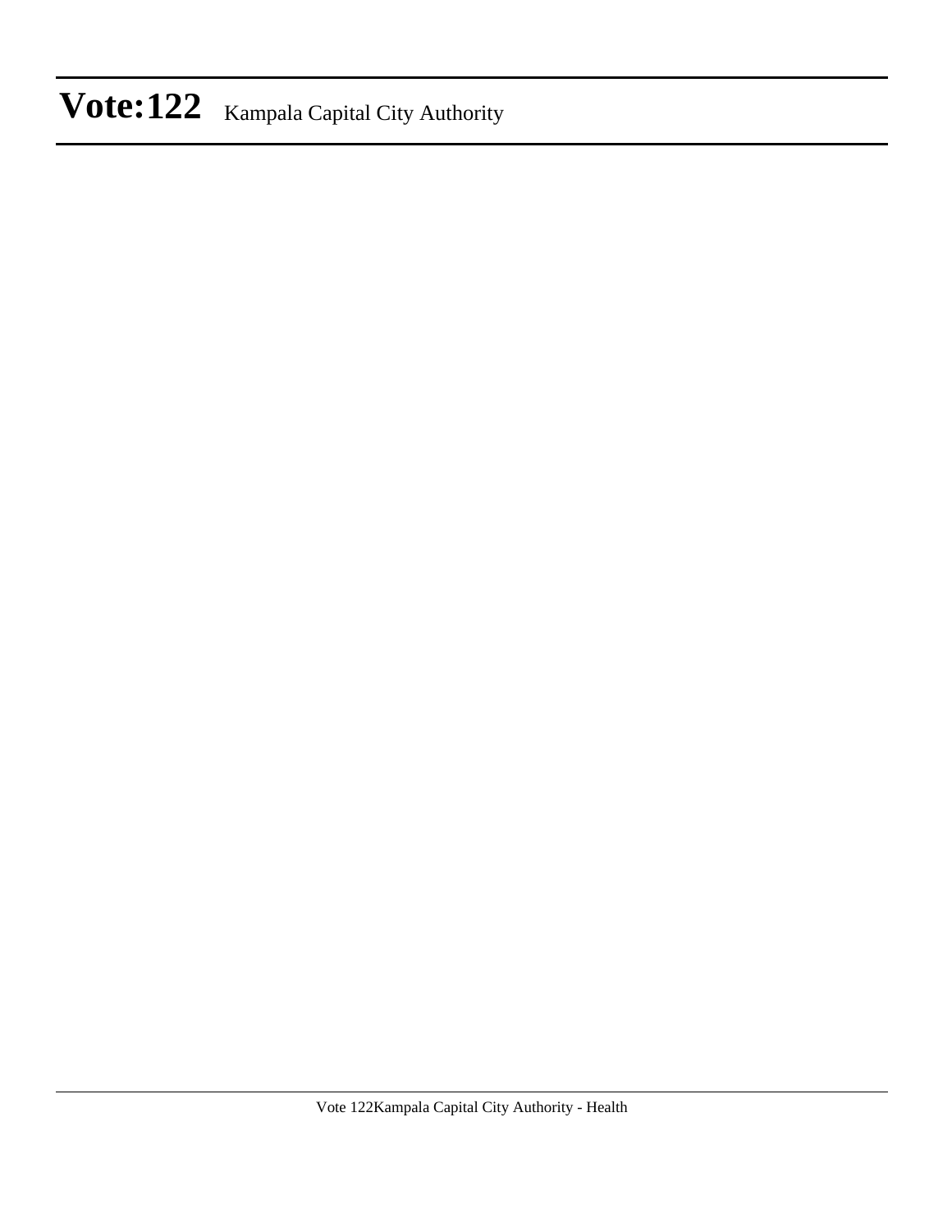# Vote:122 Kampala Capital City Authority